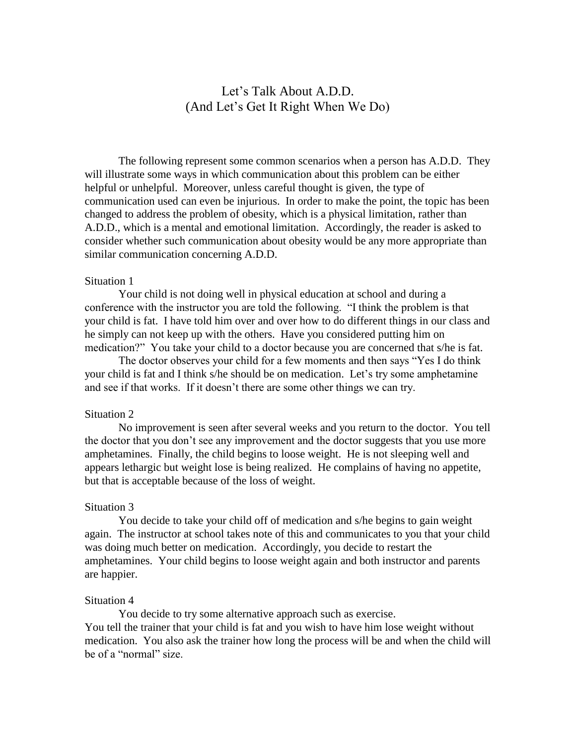# Let's Talk About A.D.D.
## (And Let's Get It Right When We Do)

The following represent some common scenarios when a person has A.D.D. They will illustrate some ways in which communication about this problem can be either helpful or unhelpful. Moreover, unless careful thought is given, the type of communication used can even be injurious. In order to make the point, the topic has been changed to address the problem of obesity, which is a physical limitation, rather than A.D.D., which is a mental and emotional limitation. Accordingly, the reader is asked to consider whether such communication about obesity would be any more appropriate than similar communication concerning A.D.D.

Situation 1

Your child is not doing well in physical education at school and during a conference with the instructor you are told the following. "I think the problem is that your child is fat. I have told him over and over how to do different things in our class and he simply can not keep up with the others. Have you considered putting him on medication?" You take your child to a doctor because you are concerned that s/he is fat.

The doctor observes your child for a few moments and then says "Yes I do think your child is fat and I think s/he should be on medication. Let's try some amphetamine and see if that works. If it doesn't there are some other things we can try.

Situation 2

No improvement is seen after several weeks and you return to the doctor. You tell the doctor that you don't see any improvement and the doctor suggests that you use more amphetamines. Finally, the child begins to loose weight. He is not sleeping well and appears lethargic but weight lose is being realized. He complains of having no appetite, but that is acceptable because of the loss of weight.

Situation 3

You decide to take your child off of medication and s/he begins to gain weight again. The instructor at school takes note of this and communicates to you that your child was doing much better on medication. Accordingly, you decide to restart the amphetamines. Your child begins to loose weight again and both instructor and parents are happier.

Situation 4

You decide to try some alternative approach such as exercise.
You tell the trainer that your child is fat and you wish to have him lose weight without medication. You also ask the trainer how long the process will be and when the child will be of a "normal" size.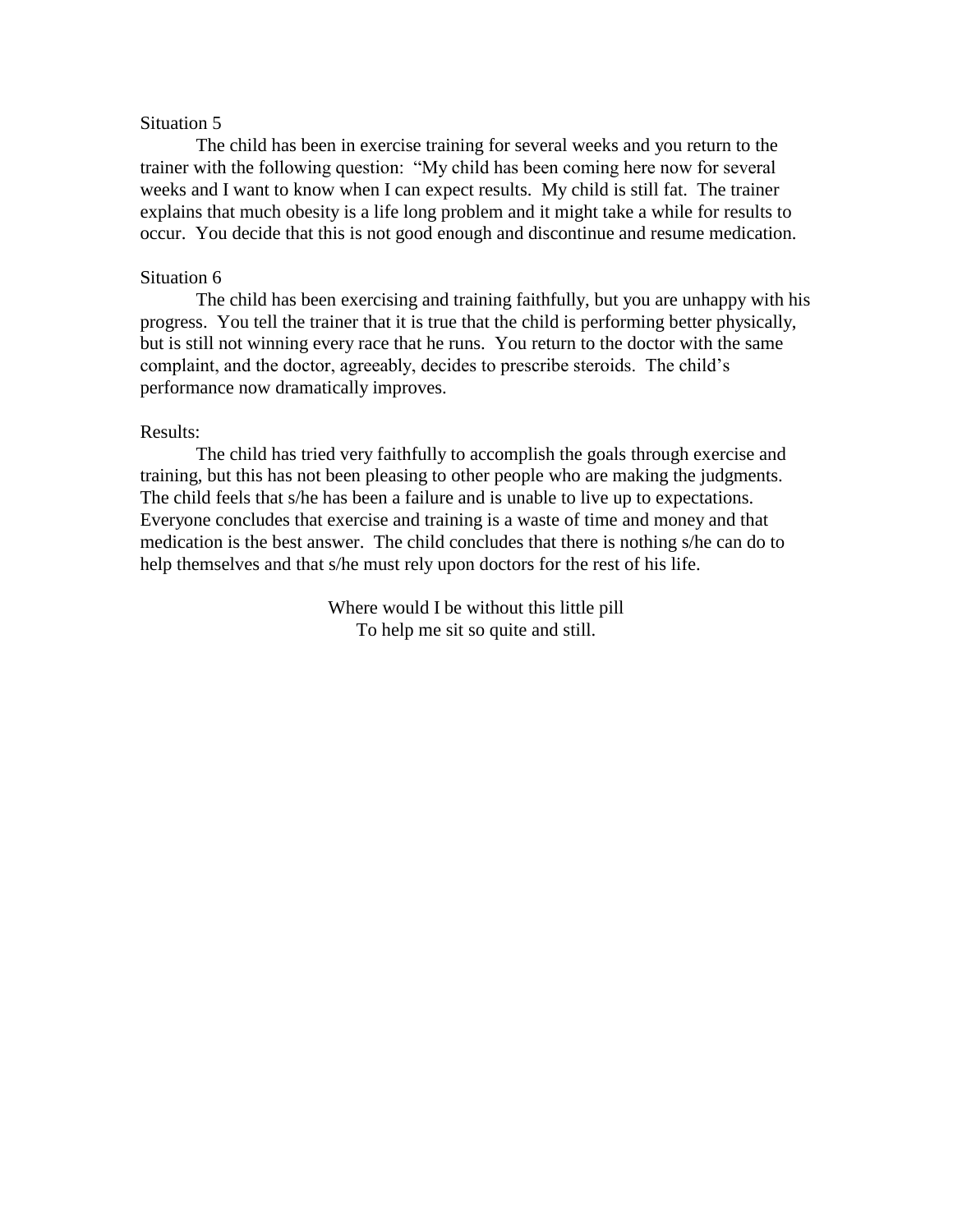Situation 5

The child has been in exercise training for several weeks and you return to the trainer with the following question: "My child has been coming here now for several weeks and I want to know when I can expect results. My child is still fat. The trainer explains that much obesity is a life long problem and it might take a while for results to occur. You decide that this is not good enough and discontinue and resume medication.

Situation 6

The child has been exercising and training faithfully, but you are unhappy with his progress. You tell the trainer that it is true that the child is performing better physically, but is still not winning every race that he runs. You return to the doctor with the same complaint, and the doctor, agreeably, decides to prescribe steroids. The child's performance now dramatically improves.

Results:

The child has tried very faithfully to accomplish the goals through exercise and training, but this has not been pleasing to other people who are making the judgments. The child feels that s/he has been a failure and is unable to live up to expectations. Everyone concludes that exercise and training is a waste of time and money and that medication is the best answer. The child concludes that there is nothing s/he can do to help themselves and that s/he must rely upon doctors for the rest of his life.

Where would I be without this little pill
To help me sit so quite and still.